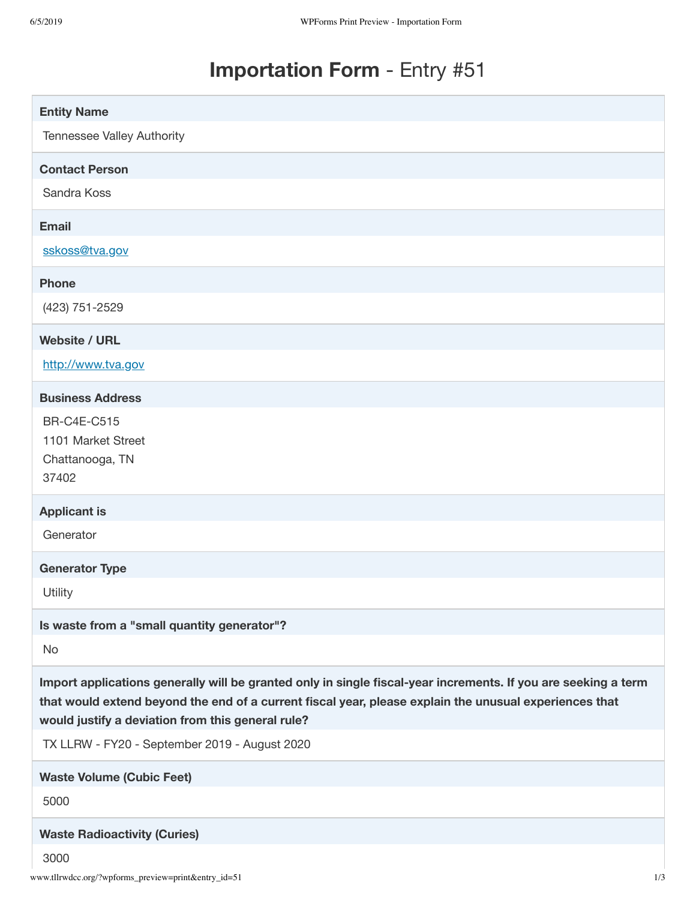# **Importation Form** - Entry #51

**Entity Name**

Tennessee Valley Authority

**Contact Person**

Sandra Koss

**Email**

sskoss@tva.gov

**Phone**

(423) 751-2529

**Website / URL**

http://www.tva.gov

**Business Address**

BR-C4E-C515
1101 Market Street
Chattanooga, TN
37402

**Applicant is**

Generator

**Generator Type**

Utility

**Is waste from a "small quantity generator"?**

No

**Import applications generally will be granted only in single fiscal-year increments. If you are seeking a term that would extend beyond the end of a current fiscal year, please explain the unusual experiences that would justify a deviation from this general rule?**

TX LLRW - FY20 - September 2019 - August 2020

**Waste Volume (Cubic Feet)**

5000

**Waste Radioactivity (Curies)**

3000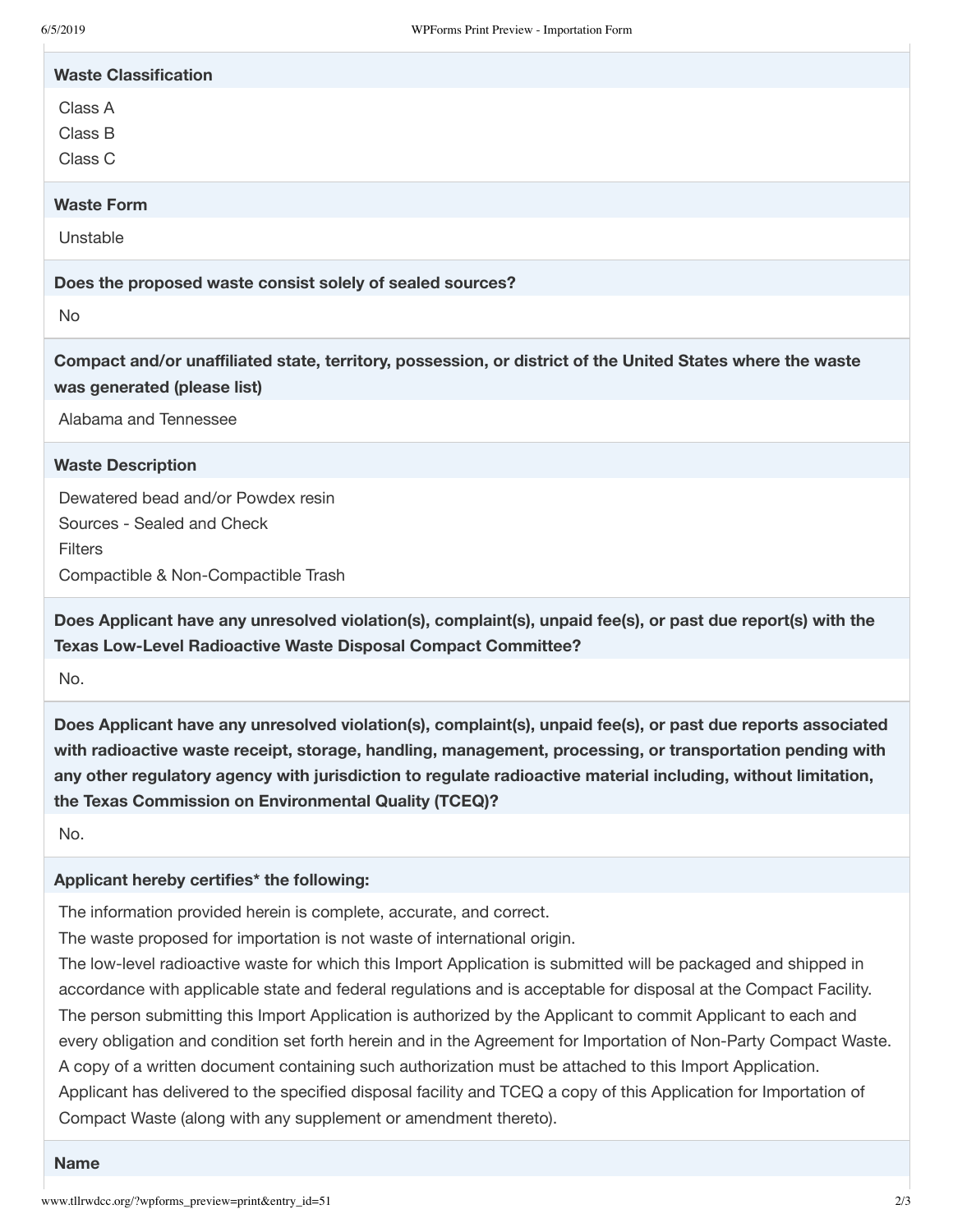**Waste Classification**

Class A
Class B
Class C

**Waste Form**

Unstable

**Does the proposed waste consist solely of sealed sources?**

No

**Compact and/or unaffiliated state, territory, possession, or district of the United States where the waste was generated (please list)**

Alabama and Tennessee

**Waste Description**

Dewatered bead and/or Powdex resin
Sources - Sealed and Check
Filters
Compactible & Non-Compactible Trash

**Does Applicant have any unresolved violation(s), complaint(s), unpaid fee(s), or past due report(s) with the Texas Low-Level Radioactive Waste Disposal Compact Committee?**

No.

**Does Applicant have any unresolved violation(s), complaint(s), unpaid fee(s), or past due reports associated with radioactive waste receipt, storage, handling, management, processing, or transportation pending with any other regulatory agency with jurisdiction to regulate radioactive material including, without limitation, the Texas Commission on Environmental Quality (TCEQ)?**

No.

**Applicant hereby certifies* the following:**

The information provided herein is complete, accurate, and correct.
The waste proposed for importation is not waste of international origin.
The low-level radioactive waste for which this Import Application is submitted will be packaged and shipped in accordance with applicable state and federal regulations and is acceptable for disposal at the Compact Facility.
The person submitting this Import Application is authorized by the Applicant to commit Applicant to each and every obligation and condition set forth herein and in the Agreement for Importation of Non-Party Compact Waste. A copy of a written document containing such authorization must be attached to this Import Application.
Applicant has delivered to the specified disposal facility and TCEQ a copy of this Application for Importation of Compact Waste (along with any supplement or amendment thereto).

**Name**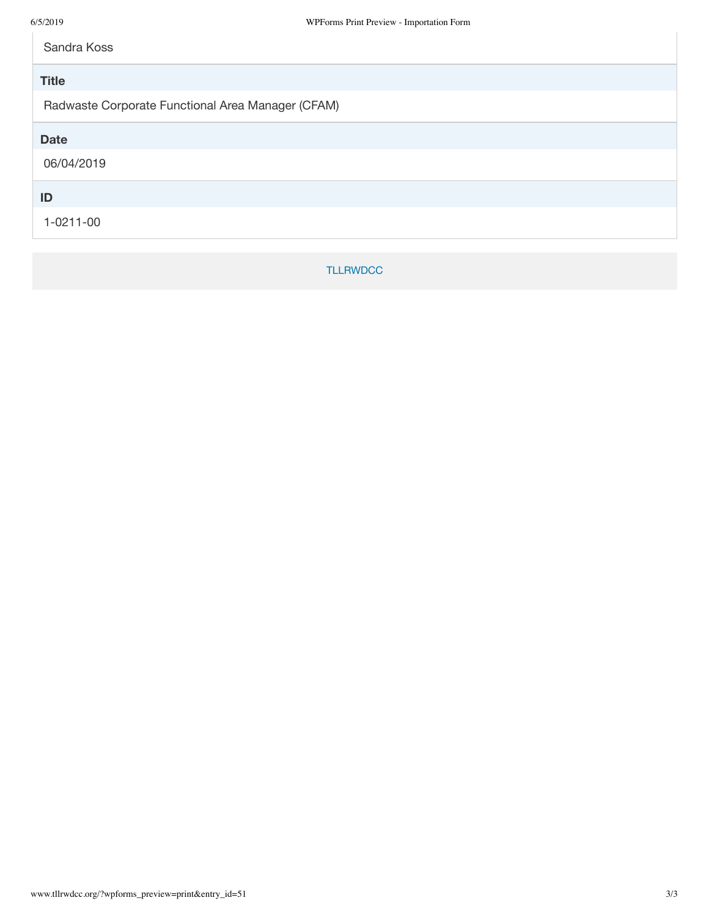Sandra Koss

**Title**

Radwaste Corporate Functional Area Manager (CFAM)

**Date**

06/04/2019

**ID**

1-0211-00

TLLRWDCC